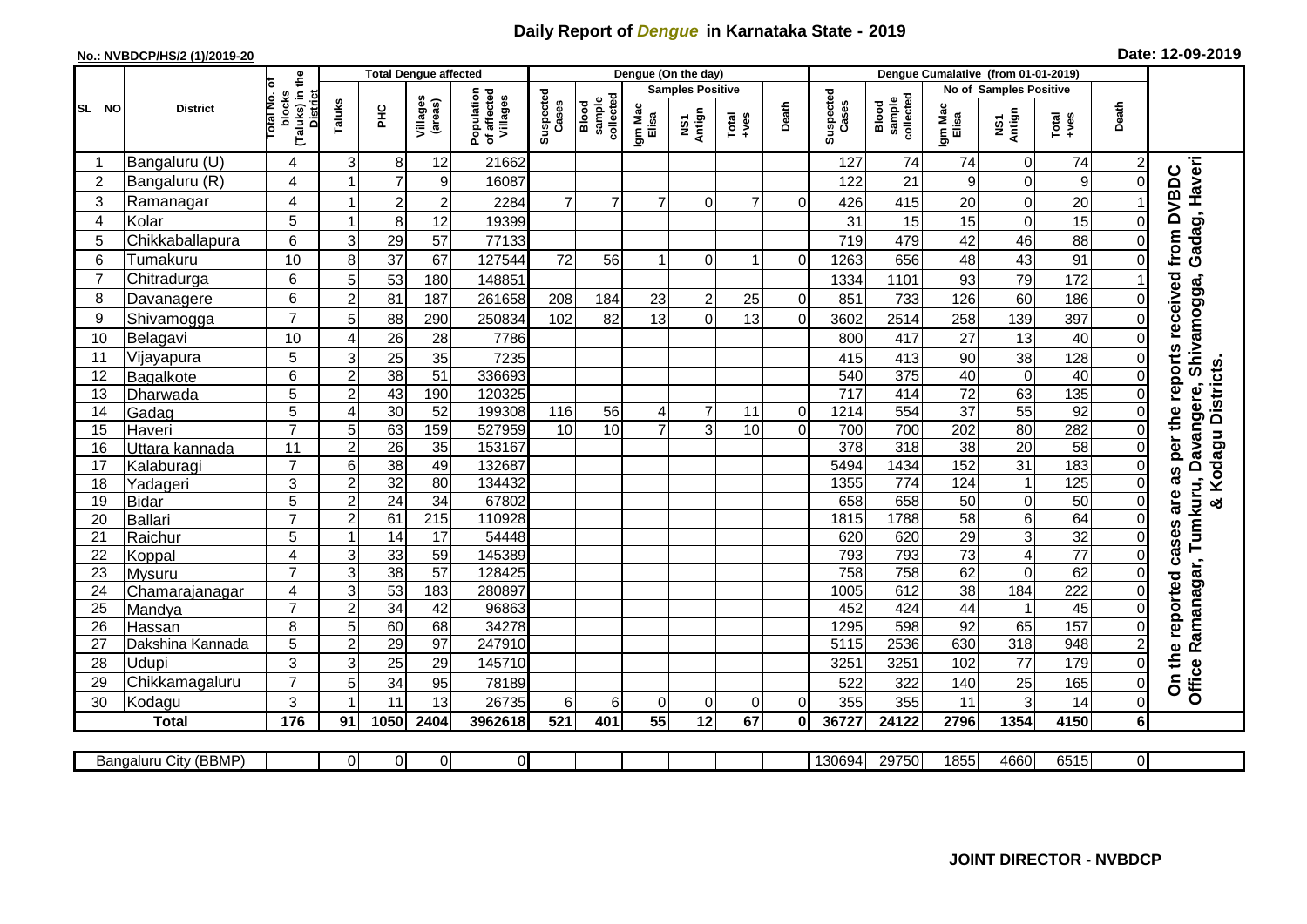# Daily Report of *Dengue* in Karnataka State - 2019

**No.: NVBDCP/HS/2 (1)/2019-20**

**Date: 12-09-2019**

| SL NO | District | Total No. of blocks (Taluks) in the District | Total Dengue affected | | | | Dengue (On the day) | | | | | | | Dengue Cumalative (from 01-01-2019) | | | | | | | |
|---|---|---|---|---|---|---|---|---|---|---|---|---|---|---|---|---|---|---|---|---|
| | | | Taluks | PHC | Villages (areas) | Population of affected Villages | Suspected Cases | Blood sample collected | Samples Positive | | | Death | Suspected Cases | Blood sample collected | No of Samples Positive | | | Death | |
| | | | | | | | | | Igm Mac Elisa | NS1 Antign | Total +ves | | | | Igm Mac Elisa | NS1 Antign | Total +ves | | |
| 1 | Bangaluru (U) | 4 | 3 | 8 | 12 | 21662 | | | | | | | 127 | 74 | 74 | 0 | 74 | 2 | On the reported cases are as per the reports received from DVBDC Office Ramanagar, Tumkuru, Davangere, Shivamogga, Gadag, Haveri & Kodagu Districts. |
| 2 | Bangaluru (R) | 4 | 1 | 7 | 9 | 16087 | | | | | | | 122 | 21 | 9 | 0 | 9 | 0 | |
| 3 | Ramanagar | 4 | 1 | 2 | 2 | 2284 | 7 | 7 | 7 | 0 | 7 | 0 | 426 | 415 | 20 | 0 | 20 | 1 | |
| 4 | Kolar | 5 | 1 | 8 | 12 | 19399 | | | | | | | 31 | 15 | 15 | 0 | 15 | 0 | |
| 5 | Chikkaballapura | 6 | 3 | 29 | 57 | 77133 | | | | | | | 719 | 479 | 42 | 46 | 88 | 0 | |
| 6 | Tumakuru | 10 | 8 | 37 | 67 | 127544 | 72 | 56 | 1 | 0 | 1 | 0 | 1263 | 656 | 48 | 43 | 91 | 0 | |
| 7 | Chitradurga | 6 | 5 | 53 | 180 | 148851 | | | | | | | 1334 | 1101 | 93 | 79 | 172 | 1 | |
| 8 | Davanagere | 6 | 2 | 81 | 187 | 261658 | 208 | 184 | 23 | 2 | 25 | 0 | 851 | 733 | 126 | 60 | 186 | 0 | |
| 9 | Shivamogga | 7 | 5 | 88 | 290 | 250834 | 102 | 82 | 13 | 0 | 13 | 0 | 3602 | 2514 | 258 | 139 | 397 | 0 | |
| 10 | Belagavi | 10 | 4 | 26 | 28 | 7786 | | | | | | | 800 | 417 | 27 | 13 | 40 | 0 | |
| 11 | Vijayapura | 5 | 3 | 25 | 35 | 7235 | | | | | | | 415 | 413 | 90 | 38 | 128 | 0 | |
| 12 | Bagalkote | 6 | 2 | 38 | 51 | 336693 | | | | | | | 540 | 375 | 40 | 0 | 40 | 0 | |
| 13 | Dharwada | 5 | 2 | 43 | 190 | 120325 | | | | | | | 717 | 414 | 72 | 63 | 135 | 0 | |
| 14 | Gadag | 5 | 4 | 30 | 52 | 199308 | 116 | 56 | 4 | 7 | 11 | 0 | 1214 | 554 | 37 | 55 | 92 | 0 | |
| 15 | Haveri | 7 | 5 | 63 | 159 | 527959 | 10 | 10 | 7 | 3 | 10 | 0 | 700 | 700 | 202 | 80 | 282 | 0 | |
| 16 | Uttara kannada | 11 | 2 | 26 | 35 | 153167 | | | | | | | 378 | 318 | 38 | 20 | 58 | 0 | |
| 17 | Kalaburagi | 7 | 6 | 38 | 49 | 132687 | | | | | | | 5494 | 1434 | 152 | 31 | 183 | 0 | |
| 18 | Yadageri | 3 | 2 | 32 | 80 | 134432 | | | | | | | 1355 | 774 | 124 | 1 | 125 | 0 | |
| 19 | Bidar | 5 | 2 | 24 | 34 | 67802 | | | | | | | 658 | 658 | 50 | 0 | 50 | 0 | |
| 20 | Ballari | 7 | 2 | 61 | 215 | 110928 | | | | | | | 1815 | 1788 | 58 | 6 | 64 | 0 | |
| 21 | Raichur | 5 | 1 | 14 | 17 | 54448 | | | | | | | 620 | 620 | 29 | 3 | 32 | 0 | |
| 22 | Koppal | 4 | 3 | 33 | 59 | 145389 | | | | | | | 793 | 793 | 73 | 4 | 77 | 0 | |
| 23 | Mysuru | 7 | 3 | 38 | 57 | 128425 | | | | | | | 758 | 758 | 62 | 0 | 62 | 0 | |
| 24 | Chamarajanagar | 4 | 3 | 53 | 183 | 280897 | | | | | | | 1005 | 612 | 38 | 184 | 222 | 0 | |
| 25 | Mandya | 7 | 2 | 34 | 42 | 96863 | | | | | | | 452 | 424 | 44 | 1 | 45 | 0 | |
| 26 | Hassan | 8 | 5 | 60 | 68 | 34278 | | | | | | | 1295 | 598 | 92 | 65 | 157 | 0 | |
| 27 | Dakshina Kannada | 5 | 2 | 29 | 97 | 247910 | | | | | | | 5115 | 2536 | 630 | 318 | 948 | 2 | |
| 28 | Udupi | 3 | 3 | 25 | 29 | 145710 | | | | | | | 3251 | 3251 | 102 | 77 | 179 | 0 | |
| 29 | Chikkamagaluru | 7 | 5 | 34 | 95 | 78189 | | | | | | | 522 | 322 | 140 | 25 | 165 | 0 | |
| 30 | Kodagu | 3 | 1 | 11 | 13 | 26735 | 6 | 6 | 0 | 0 | 0 | 0 | 355 | 355 | 11 | 3 | 14 | 0 | |
| | **Total** | **176** | **91** | **1050** | **2404** | **3962618** | **521** | **401** | **55** | **12** | **67** | **0** | **36727** | **24122** | **2796** | **1354** | **4150** | **6** | |

| Bangaluru City (BBMP) | | 0 | 0 | 0 | 0 | | | | | | | 130694 | 29750 | 1855 | 4660 | 6515 | 0 |
|---|---|---|---|---|---|---|---|---|---|---|---|---|---|---|---|---|---|

**JOINT DIRECTOR - NVBDCP**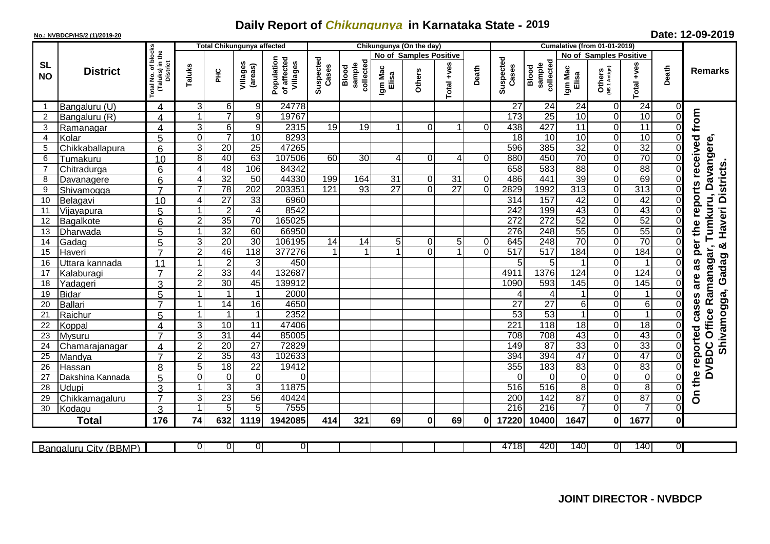# Daily Report of *Chikungunya* in Karnataka State - 2019

**No.: NVBDCP/HS/2 (1)/2019-20**

**Date: 12-09-2019**

| SL NO | District | Total No. of blocks (Taluks) in the District | Total Chikungunya affected: Taluks | PHC | Villages (areas) | Population of affected Villages | Chikungunya (On the day): Suspected Cases | Blood sample collected | No of Samples Positive: Igm Mac Elisa | Others | Total +ves | Death | Cumalative (from 01-01-2019): Suspected Cases | Blood sample collected | No of Samples Positive: Igm Mac Elisa | Others (NS 1 Antign) | Total +ves | Death | Remarks |
|---|---|---|---|---|---|---|---|---|---|---|---|---|---|---|---|---|---|---|---|
| 1 | Bangaluru (U) | 4 | 3 | 6 | 9 | 24778 | | | | | | | 27 | 24 | 24 | 0 | 24 | 0 | On the reported cases are as per the reports received from DVBDC Office Ramanagar, Tumkuru, Davangere, Shivamogga, Gadag & Haveri Districts. |
| 2 | Bangaluru (R) | 4 | 1 | 7 | 9 | 19767 | | | | | | | 173 | 25 | 10 | 0 | 10 | 0 | |
| 3 | Ramanagar | 4 | 3 | 6 | 9 | 2315 | 19 | 19 | 1 | 0 | 1 | 0 | 438 | 427 | 11 | 0 | 11 | 0 | |
| 4 | Kolar | 5 | 0 | 7 | 10 | 8293 | | | | | | | 18 | 10 | 10 | 0 | 10 | 0 | |
| 5 | Chikkaballapura | 6 | 3 | 20 | 25 | 47265 | | | | | | | 596 | 385 | 32 | 0 | 32 | 0 | |
| 6 | Tumakuru | 10 | 8 | 40 | 63 | 107506 | 60 | 30 | 4 | 0 | 4 | 0 | 880 | 450 | 70 | 0 | 70 | 0 | |
| 7 | Chitradurga | 6 | 4 | 48 | 106 | 84342 | | | | | | | 658 | 583 | 88 | 0 | 88 | 0 | |
| 8 | Davanagere | 6 | 4 | 32 | 50 | 44330 | 199 | 164 | 31 | 0 | 31 | 0 | 486 | 441 | 39 | 0 | 69 | 0 | |
| 9 | Shivamogga | 7 | 7 | 78 | 202 | 203351 | 121 | 93 | 27 | 0 | 27 | 0 | 2829 | 1992 | 313 | 0 | 313 | 0 | |
| 10 | Belagavi | 10 | 4 | 27 | 33 | 6960 | | | | | | | 314 | 157 | 42 | 0 | 42 | 0 | |
| 11 | Vijayapura | 5 | 1 | 2 | 4 | 8542 | | | | | | | 242 | 199 | 43 | 0 | 43 | 0 | |
| 12 | Bagalkote | 6 | 2 | 35 | 70 | 165025 | | | | | | | 272 | 272 | 52 | 0 | 52 | 0 | |
| 13 | Dharwada | 5 | 1 | 32 | 60 | 66950 | | | | | | | 276 | 248 | 55 | 0 | 55 | 0 | |
| 14 | Gadag | 5 | 3 | 20 | 30 | 106195 | 14 | 14 | 5 | 0 | 5 | 0 | 645 | 248 | 70 | 0 | 70 | 0 | |
| 15 | Haveri | 7 | 2 | 46 | 118 | 377276 | 1 | 1 | 1 | 0 | 1 | 0 | 517 | 517 | 184 | 0 | 184 | 0 | |
| 16 | Uttara kannada | 11 | 1 | 2 | 3 | 450 | | | | | | | 5 | 5 | 1 | 0 | 1 | 0 | |
| 17 | Kalaburagi | 7 | 2 | 33 | 44 | 132687 | | | | | | | 4911 | 1376 | 124 | 0 | 124 | 0 | |
| 18 | Yadageri | 3 | 2 | 30 | 45 | 139912 | | | | | | | 1090 | 593 | 145 | 0 | 145 | 0 | |
| 19 | Bidar | 5 | 1 | 1 | 1 | 2000 | | | | | | | 4 | 4 | 1 | 0 | 1 | 0 | |
| 20 | Ballari | 7 | 1 | 14 | 16 | 4650 | | | | | | | 27 | 27 | 6 | 0 | 6 | 0 | |
| 21 | Raichur | 5 | 1 | 1 | 1 | 2352 | | | | | | | 53 | 53 | 1 | 0 | 1 | 0 | |
| 22 | Koppal | 4 | 3 | 10 | 11 | 47406 | | | | | | | 221 | 118 | 18 | 0 | 18 | 0 | |
| 23 | Mysuru | 7 | 3 | 31 | 44 | 85005 | | | | | | | 708 | 708 | 43 | 0 | 43 | 0 | |
| 24 | Chamarajanagar | 4 | 2 | 20 | 27 | 72829 | | | | | | | 149 | 87 | 33 | 0 | 33 | 0 | |
| 25 | Mandya | 7 | 2 | 35 | 43 | 102633 | | | | | | | 394 | 394 | 47 | 0 | 47 | 0 | |
| 26 | Hassan | 8 | 5 | 18 | 22 | 19412 | | | | | | | 355 | 183 | 83 | 0 | 83 | 0 | |
| 27 | Dakshina Kannada | 5 | 0 | 0 | 0 | 0 | | | | | | | 0 | 0 | 0 | 0 | 0 | 0 | |
| 28 | Udupi | 3 | 1 | 3 | 3 | 11875 | | | | | | | 516 | 516 | 8 | 0 | 8 | 0 | |
| 29 | Chikkamagaluru | 7 | 3 | 23 | 56 | 40424 | | | | | | | 200 | 142 | 87 | 0 | 87 | 0 | |
| 30 | Kodagu | 3 | 1 | 5 | 5 | 7555 | | | | | | | 216 | 216 | 7 | 0 | 7 | 0 | |
| | **Total** | **176** | **74** | **632** | **1119** | **1942085** | **414** | **321** | **69** | **0** | **69** | **0** | **17220** | **10400** | **1647** | **0** | **1677** | **0** | |

| | | | | | | | | | | | | | | | | | | |
|---|---|---|---|---|---|---|---|---|---|---|---|---|---|---|---|---|---|---|
| Bangaluru City (BBMP) | | 0 | 0 | 0 | 0 | | | | | | | 4718 | 420 | 140 | 0 | 140 | 0 | |

**JOINT DIRECTOR - NVBDCP**